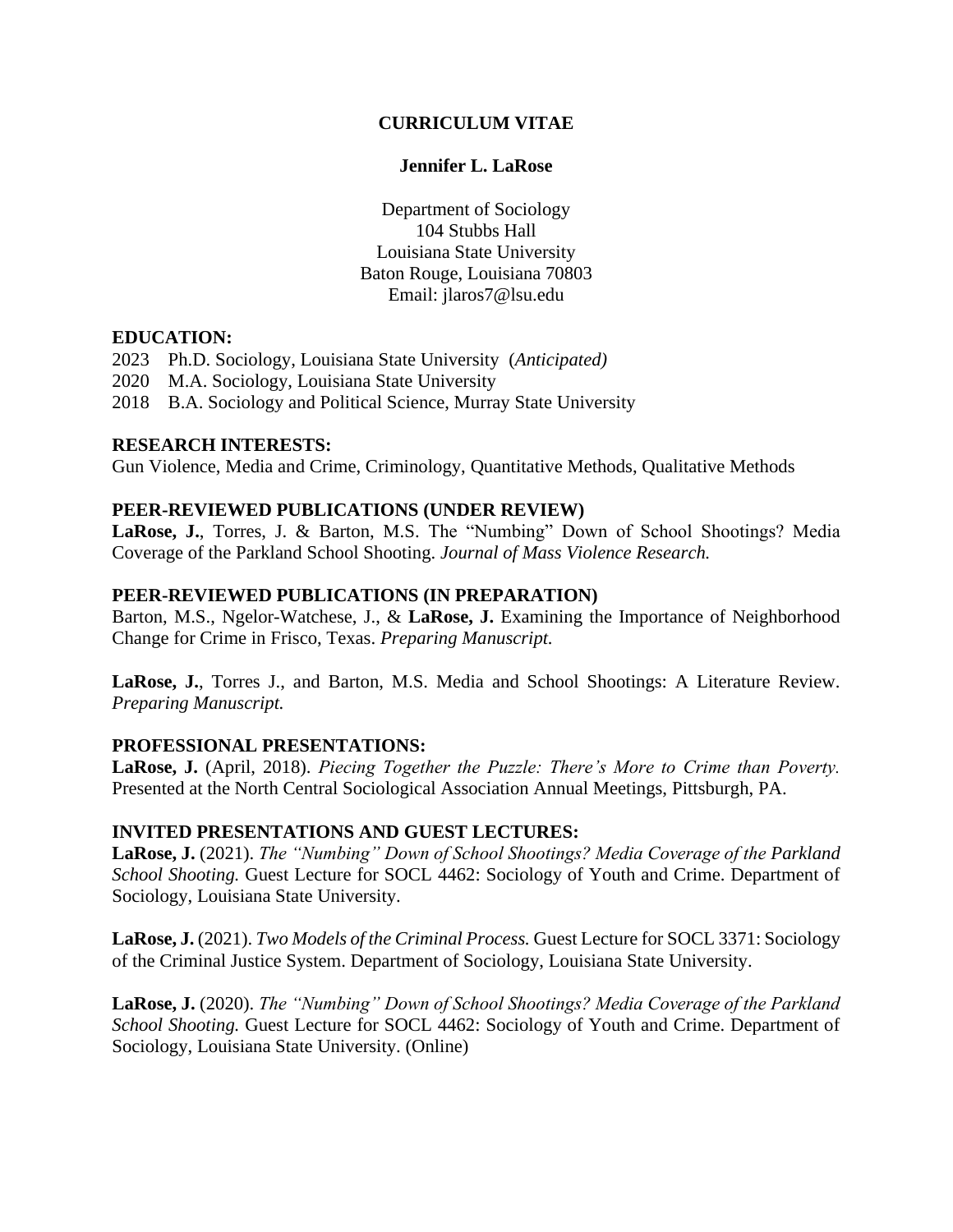# CURRICULUM VITAE

## Jennifer L. LaRose

Department of Sociology
104 Stubbs Hall
Louisiana State University
Baton Rouge, Louisiana 70803
Email: jlaros7@lsu.edu

**EDUCATION:**

2023 Ph.D. Sociology, Louisiana State University (*Anticipated)*
2020 M.A. Sociology, Louisiana State University
2018 B.A. Sociology and Political Science, Murray State University

**RESEARCH INTERESTS:**

Gun Violence, Media and Crime, Criminology, Quantitative Methods, Qualitative Methods

**PEER-REVIEWED PUBLICATIONS (UNDER REVIEW)**

**LaRose, J.**, Torres, J. & Barton, M.S. The "Numbing" Down of School Shootings? Media Coverage of the Parkland School Shooting. *Journal of Mass Violence Research.*

**PEER-REVIEWED PUBLICATIONS (IN PREPARATION)**

Barton, M.S., Ngelor-Watchese, J., & **LaRose, J.** Examining the Importance of Neighborhood Change for Crime in Frisco, Texas. *Preparing Manuscript.*

**LaRose, J.**, Torres J., and Barton, M.S. Media and School Shootings: A Literature Review. *Preparing Manuscript.*

**PROFESSIONAL PRESENTATIONS:**

**LaRose, J.** (April, 2018). *Piecing Together the Puzzle: There's More to Crime than Poverty.* Presented at the North Central Sociological Association Annual Meetings, Pittsburgh, PA.

**INVITED PRESENTATIONS AND GUEST LECTURES:**

**LaRose, J.** (2021). *The "Numbing" Down of School Shootings? Media Coverage of the Parkland School Shooting.* Guest Lecture for SOCL 4462: Sociology of Youth and Crime. Department of Sociology, Louisiana State University.

**LaRose, J.** (2021). *Two Models of the Criminal Process.* Guest Lecture for SOCL 3371: Sociology of the Criminal Justice System. Department of Sociology, Louisiana State University.

**LaRose, J.** (2020). *The "Numbing" Down of School Shootings? Media Coverage of the Parkland School Shooting.* Guest Lecture for SOCL 4462: Sociology of Youth and Crime. Department of Sociology, Louisiana State University. (Online)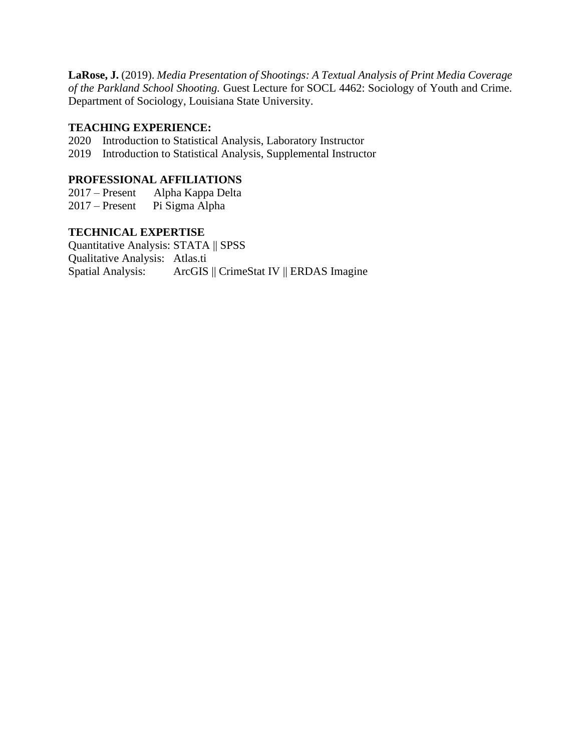**LaRose, J.** (2019). *Media Presentation of Shootings: A Textual Analysis of Print Media Coverage of the Parkland School Shooting.* Guest Lecture for SOCL 4462: Sociology of Youth and Crime. Department of Sociology, Louisiana State University.

**TEACHING EXPERIENCE:**

2020 Introduction to Statistical Analysis, Laboratory Instructor
2019 Introduction to Statistical Analysis, Supplemental Instructor

**PROFESSIONAL AFFILIATIONS**

2017 – Present Alpha Kappa Delta
2017 – Present Pi Sigma Alpha

**TECHNICAL EXPERTISE**

Quantitative Analysis: STATA || SPSS
Qualitative Analysis: Atlas.ti
Spatial Analysis: ArcGIS || CrimeStat IV || ERDAS Imagine